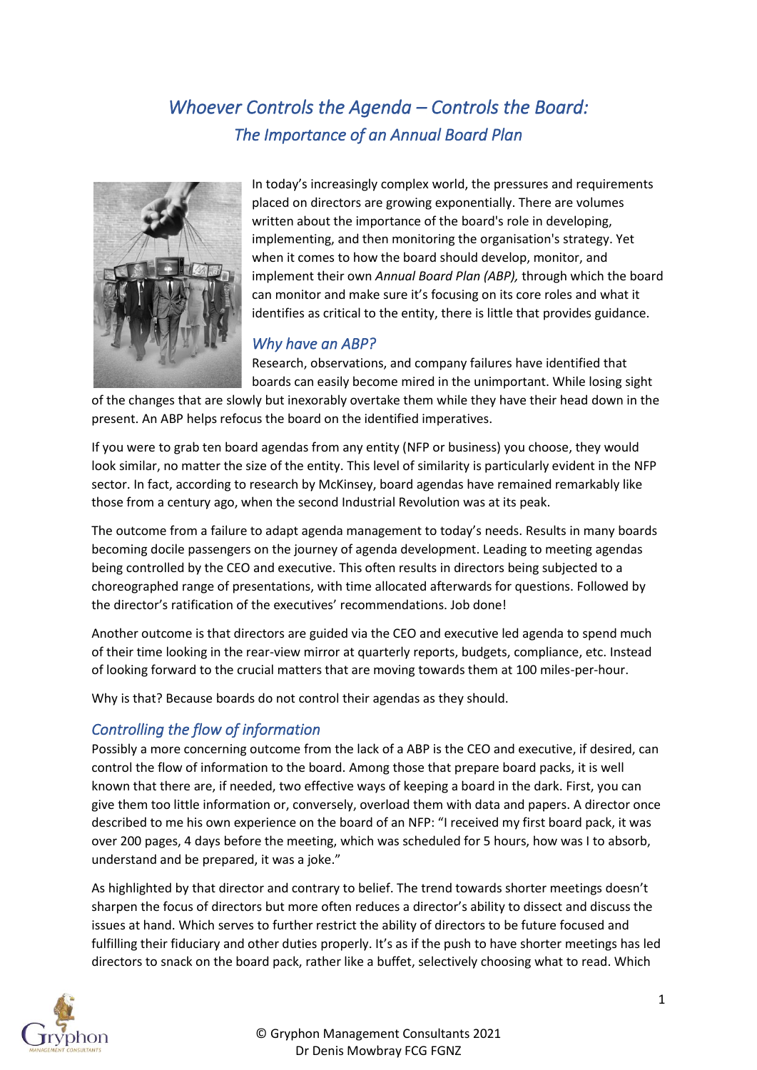# *Whoever Controls the Agenda – Controls the Board:*

## *The Importance of an Annual Board Plan*

In today's increasingly complex world, the pressures and requirements placed on directors are growing exponentially. There are volumes written about the importance of the board's role in developing, implementing, and then monitoring the organisation's strategy. Yet when it comes to how the board should develop, monitor, and implement their own *Annual Board Plan (ABP),* through which the board can monitor and make sure it's focusing on its core roles and what it identifies as critical to the entity, there is little that provides guidance.

### *Why have an ABP?*

Research, observations, and company failures have identified that boards can easily become mired in the unimportant. While losing sight of the changes that are slowly but inexorably overtake them while they have their head down in the present. An ABP helps refocus the board on the identified imperatives.

If you were to grab ten board agendas from any entity (NFP or business) you choose, they would look similar, no matter the size of the entity. This level of similarity is particularly evident in the NFP sector. In fact, according to research by McKinsey, board agendas have remained remarkably like those from a century ago, when the second Industrial Revolution was at its peak.

The outcome from a failure to adapt agenda management to today's needs. Results in many boards becoming docile passengers on the journey of agenda development. Leading to meeting agendas being controlled by the CEO and executive. This often results in directors being subjected to a choreographed range of presentations, with time allocated afterwards for questions. Followed by the director's ratification of the executives' recommendations. Job done!

Another outcome is that directors are guided via the CEO and executive led agenda to spend much of their time looking in the rear-view mirror at quarterly reports, budgets, compliance, etc. Instead of looking forward to the crucial matters that are moving towards them at 100 miles-per-hour.

Why is that? Because boards do not control their agendas as they should.

### *Controlling the flow of information*

Possibly a more concerning outcome from the lack of a ABP is the CEO and executive, if desired, can control the flow of information to the board. Among those that prepare board packs, it is well known that there are, if needed, two effective ways of keeping a board in the dark. First, you can give them too little information or, conversely, overload them with data and papers. A director once described to me his own experience on the board of an NFP: "I received my first board pack, it was over 200 pages, 4 days before the meeting, which was scheduled for 5 hours, how was I to absorb, understand and be prepared, it was a joke."

As highlighted by that director and contrary to belief. The trend towards shorter meetings doesn't sharpen the focus of directors but more often reduces a director's ability to dissect and discuss the issues at hand. Which serves to further restrict the ability of directors to be future focused and fulfilling their fiduciary and other duties properly. It's as if the push to have shorter meetings has led directors to snack on the board pack, rather like a buffet, selectively choosing what to read. Which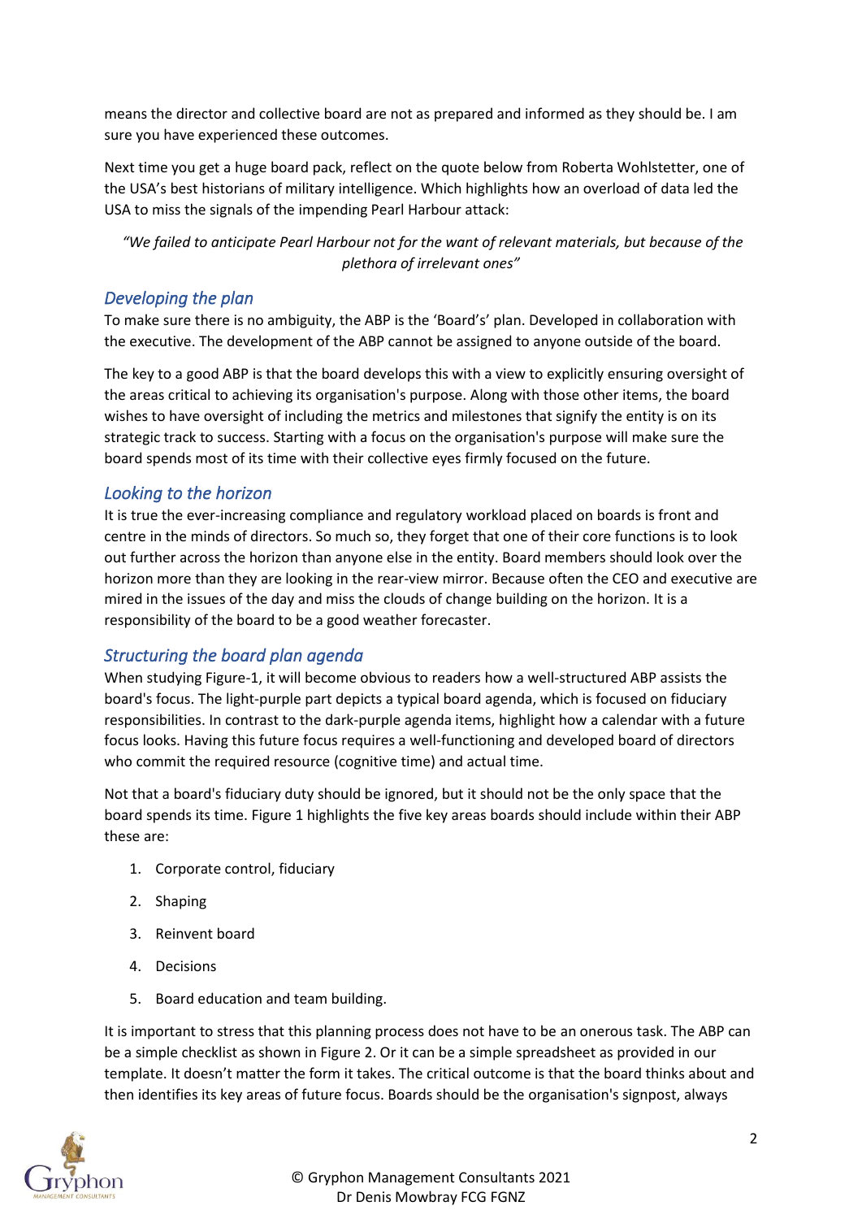means the director and collective board are not as prepared and informed as they should be. I am sure you have experienced these outcomes.

Next time you get a huge board pack, reflect on the quote below from Roberta Wohlstetter, one of the USA's best historians of military intelligence. Which highlights how an overload of data led the USA to miss the signals of the impending Pearl Harbour attack:

> *"We failed to anticipate Pearl Harbour not for the want of relevant materials, but because of the plethora of irrelevant ones"*

## *Developing the plan*

To make sure there is no ambiguity, the ABP is the 'Board's' plan. Developed in collaboration with the executive. The development of the ABP cannot be assigned to anyone outside of the board.

The key to a good ABP is that the board develops this with a view to explicitly ensuring oversight of the areas critical to achieving its organisation's purpose. Along with those other items, the board wishes to have oversight of including the metrics and milestones that signify the entity is on its strategic track to success. Starting with a focus on the organisation's purpose will make sure the board spends most of its time with their collective eyes firmly focused on the future.

## *Looking to the horizon*

It is true the ever-increasing compliance and regulatory workload placed on boards is front and centre in the minds of directors. So much so, they forget that one of their core functions is to look out further across the horizon than anyone else in the entity. Board members should look over the horizon more than they are looking in the rear-view mirror. Because often the CEO and executive are mired in the issues of the day and miss the clouds of change building on the horizon. It is a responsibility of the board to be a good weather forecaster.

## *Structuring the board plan agenda*

When studying Figure-1, it will become obvious to readers how a well-structured ABP assists the board's focus. The light-purple part depicts a typical board agenda, which is focused on fiduciary responsibilities. In contrast to the dark-purple agenda items, highlight how a calendar with a future focus looks. Having this future focus requires a well-functioning and developed board of directors who commit the required resource (cognitive time) and actual time.

Not that a board's fiduciary duty should be ignored, but it should not be the only space that the board spends its time. Figure 1 highlights the five key areas boards should include within their ABP these are:

1. Corporate control, fiduciary
2. Shaping
3. Reinvent board
4. Decisions
5. Board education and team building.

It is important to stress that this planning process does not have to be an onerous task. The ABP can be a simple checklist as shown in Figure 2. Or it can be a simple spreadsheet as provided in our template. It doesn't matter the form it takes. The critical outcome is that the board thinks about and then identifies its key areas of future focus. Boards should be the organisation's signpost, always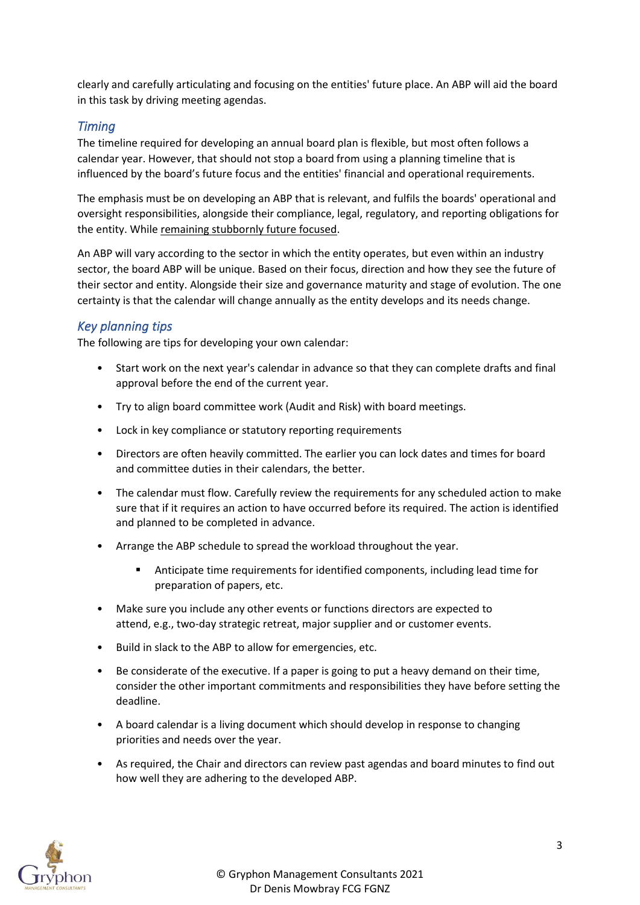clearly and carefully articulating and focusing on the entities' future place. An ABP will aid the board in this task by driving meeting agendas.

### *Timing*

The timeline required for developing an annual board plan is flexible, but most often follows a calendar year. However, that should not stop a board from using a planning timeline that is influenced by the board's future focus and the entities' financial and operational requirements.

The emphasis must be on developing an ABP that is relevant, and fulfils the boards' operational and oversight responsibilities, alongside their compliance, legal, regulatory, and reporting obligations for the entity. While remaining stubbornly future focused.

An ABP will vary according to the sector in which the entity operates, but even within an industry sector, the board ABP will be unique. Based on their focus, direction and how they see the future of their sector and entity. Alongside their size and governance maturity and stage of evolution. The one certainty is that the calendar will change annually as the entity develops and its needs change.

### *Key planning tips*

The following are tips for developing your own calendar:

- Start work on the next year's calendar in advance so that they can complete drafts and final approval before the end of the current year.
- Try to align board committee work (Audit and Risk) with board meetings.
- Lock in key compliance or statutory reporting requirements
- Directors are often heavily committed. The earlier you can lock dates and times for board and committee duties in their calendars, the better.
- The calendar must flow. Carefully review the requirements for any scheduled action to make sure that if it requires an action to have occurred before its required. The action is identified and planned to be completed in advance.
- Arrange the ABP schedule to spread the workload throughout the year.
  - Anticipate time requirements for identified components, including lead time for preparation of papers, etc.
- Make sure you include any other events or functions directors are expected to attend, e.g., two-day strategic retreat, major supplier and or customer events.
- Build in slack to the ABP to allow for emergencies, etc.
- Be considerate of the executive. If a paper is going to put a heavy demand on their time, consider the other important commitments and responsibilities they have before setting the deadline.
- A board calendar is a living document which should develop in response to changing priorities and needs over the year.
- As required, the Chair and directors can review past agendas and board minutes to find out how well they are adhering to the developed ABP.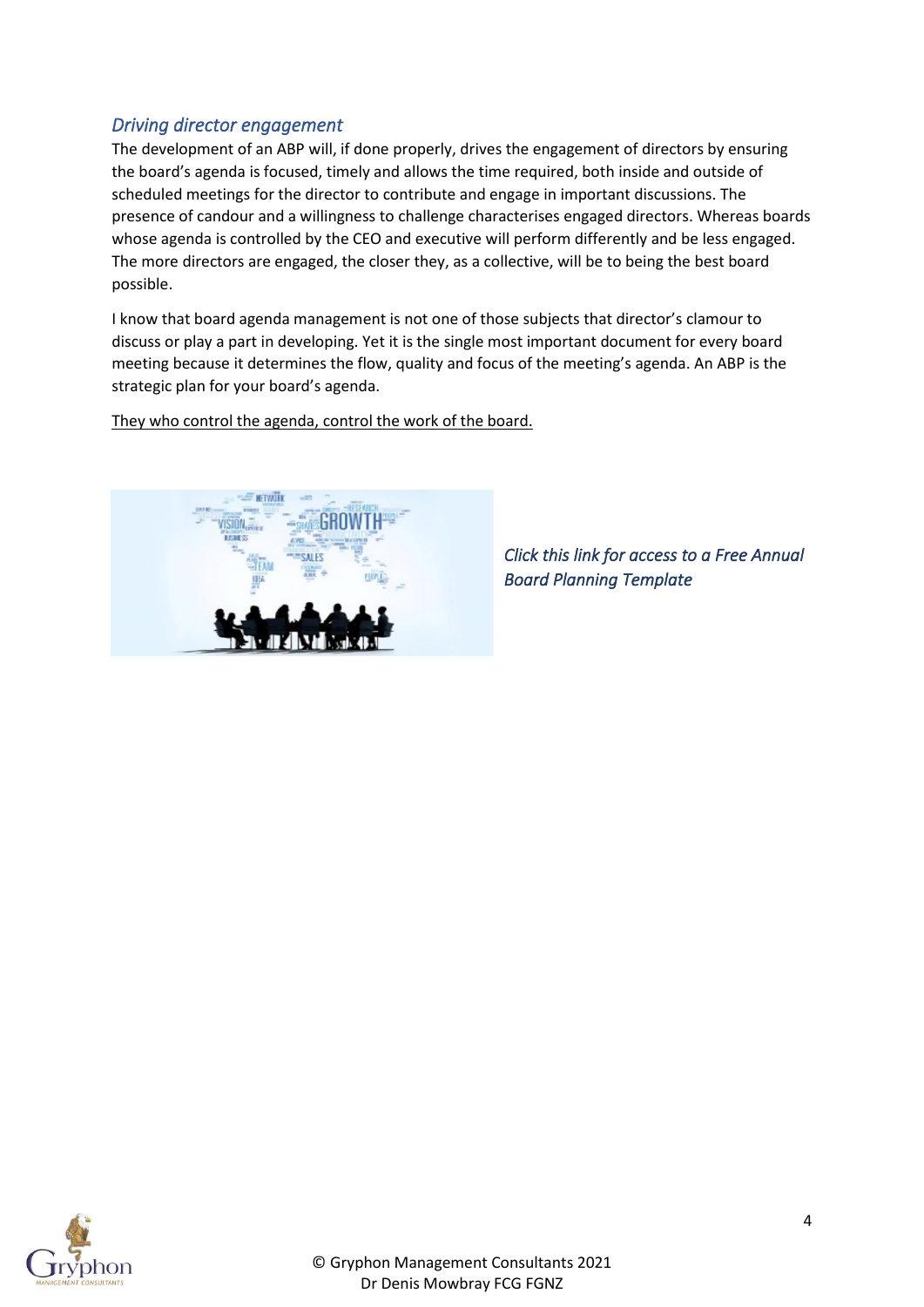## *Driving director engagement*

The development of an ABP will, if done properly, drives the engagement of directors by ensuring the board's agenda is focused, timely and allows the time required, both inside and outside of scheduled meetings for the director to contribute and engage in important discussions. The presence of candour and a willingness to challenge characterises engaged directors. Whereas boards whose agenda is controlled by the CEO and executive will perform differently and be less engaged. The more directors are engaged, the closer they, as a collective, will be to being the best board possible.

I know that board agenda management is not one of those subjects that director's clamour to discuss or play a part in developing. Yet it is the single most important document for every board meeting because it determines the flow, quality and focus of the meeting's agenda. An ABP is the strategic plan for your board's agenda.

<u>They who control the agenda, control the work of the board.</u>

*Click this link for access to a Free Annual Board Planning Template*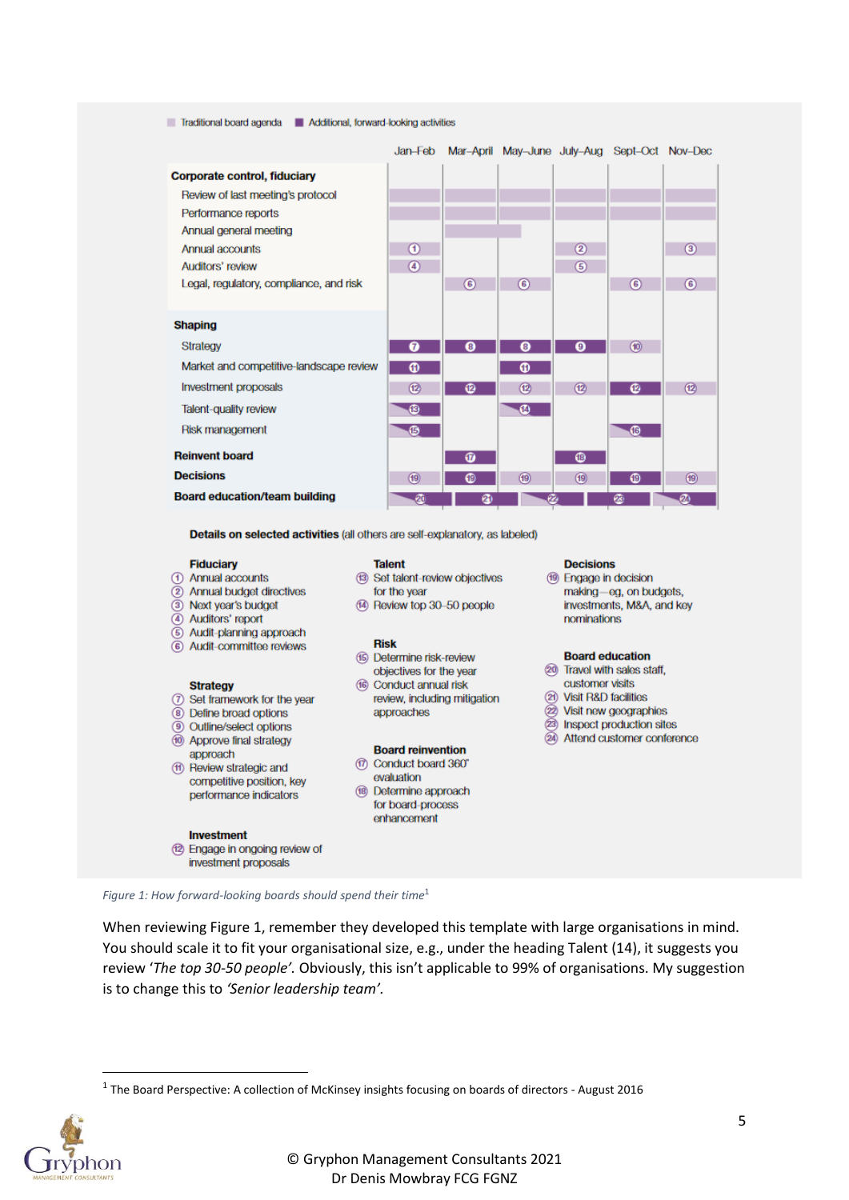Traditional board agenda | Additional, forward-looking activities

| | Jan–Feb | Mar–April | May–June | July–Aug | Sept–Oct | Nov–Dec |
|---|---|---|---|---|---|---|
| **Corporate control, fiduciary** | | | | | | |
| Review of last meeting's protocol | ■ | ■ | ■ | ■ | ■ | ■ |
| Performance reports | ■ | ■ | ■ | ■ | ■ | ■ |
| Annual general meeting | | ■ | | | | |
| Annual accounts | 1 | | | 2 | | 3 |
| Auditors' review | 4 | | | 5 | | |
| Legal, regulatory, compliance, and risk | | 6 | 6 | | 6 | 6 |
| **Shaping** | | | | | | |
| Strategy | 7 | 8 | 8 | 9 | 10 | |
| Market and competitive-landscape review | 11 | | 11 | | | |
| Investment proposals | 12 | 12 | 12 | 12 | 12 | 12 |
| Talent-quality review | 13 | | 14 | | | |
| Risk management | 15 | | | | 16 | |
| **Reinvent board** | | 17 | | 18 | | |
| **Decisions** | 19 | 19 | 19 | 19 | 19 | 19 |
| **Board education/team building** | 20 | 21 | 22 | 23 | | 24 |

**Details on selected activities** (all others are self-explanatory, as labeled)

**Fiduciary**
1. Annual accounts
2. Annual budget directives
3. Next year's budget
4. Auditors' report
5. Audit-planning approach
6. Audit-committee reviews

**Strategy**
7. Set framework for the year
8. Define broad options
9. Outline/select options
10. Approve final strategy approach
11. Review strategic and competitive position, key performance indicators

**Investment**
12. Engage in ongoing review of investment proposals

**Talent**
13. Set talent-review objectives for the year
14. Review top 30–50 people

**Risk**
15. Determine risk-review objectives for the year
16. Conduct annual risk review, including mitigation approaches

**Board reinvention**
17. Conduct board 360° evaluation
18. Determine approach for board-process enhancement

**Decisions**
19. Engage in decision making—eg, on budgets, investments, M&A, and key nominations

**Board education**
20. Travel with sales staff, customer visits
21. Visit R&D facilities
22. Visit new geographies
23. Inspect production sites
24. Attend customer conference

*Figure 1: How forward-looking boards should spend their time*[1]

When reviewing Figure 1, remember they developed this template with large organisations in mind. You should scale it to fit your organisational size, e.g., under the heading Talent (14), it suggests you review '*The top 30-50 people'*. Obviously, this isn't applicable to 99% of organisations. My suggestion is to change this to *'Senior leadership team'*.

[1] The Board Perspective: A collection of McKinsey insights focusing on boards of directors - August 2016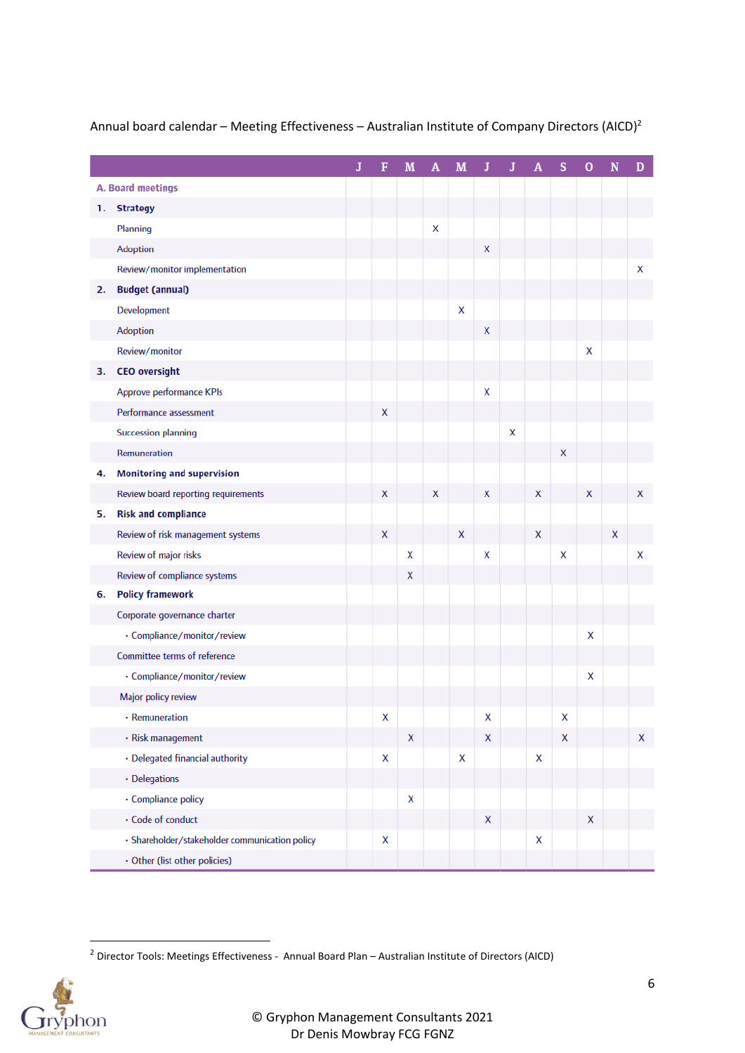Annual board calendar – Meeting Effectiveness – Australian Institute of Company Directors (AICD)[2]

| | J | F | M | A | M | J | J | A | S | O | N | D |
|---|---|---|---|---|---|---|---|---|---|---|---|---|
| **A. Board meetings** | | | | | | | | | | | | |
| **1. Strategy** | | | | | | | | | | | | |
| Planning | | | | X | | | | | | | | |
| Adoption | | | | | | X | | | | | | |
| Review/monitor implementation | | | | | | | | | | | | X |
| **2. Budget (annual)** | | | | | | | | | | | | |
| Development | | | | | X | | | | | | | |
| Adoption | | | | | | X | | | | | | |
| Review/monitor | | | | | | | | | | X | | |
| **3. CEO oversight** | | | | | | | | | | | | |
| Approve performance KPIs | | | | | | X | | | | | | |
| Performance assessment | | X | | | | | | | | | | |
| Succession planning | | | | | | | X | | | | | |
| Remuneration | | | | | | | | | X | | | |
| **4. Monitoring and supervision** | | | | | | | | | | | | |
| Review board reporting requirements | | X | | X | | X | | X | | X | | X |
| **5. Risk and compliance** | | | | | | | | | | | | |
| Review of risk management systems | | X | | | X | | | X | | | X | |
| Review of major risks | | | X | | | X | | | X | | | X |
| Review of compliance systems | | | X | | | | | | | | | |
| **6. Policy framework** | | | | | | | | | | | | |
| Corporate governance charter | | | | | | | | | | | | |
| • Compliance/monitor/review | | | | | | | | | | X | | |
| Committee terms of reference | | | | | | | | | | | | |
| • Compliance/monitor/review | | | | | | | | | | X | | |
| Major policy review | | | | | | | | | | | | |
| • Remuneration | | X | | | | X | | | X | | | |
| • Risk management | | | X | | | X | | | X | | | X |
| • Delegated financial authority | | X | | | X | | | X | | | | |
| • Delegations | | | | | | | | | | | | |
| • Compliance policy | | | X | | | | | | | | | |
| • Code of conduct | | | | | | X | | | | X | | |
| • Shareholder/stakeholder communication policy | | X | | | | | | X | | | | |
| • Other (list other policies) | | | | | | | | | | | | |

[2] Director Tools: Meetings Effectiveness - Annual Board Plan – Australian Institute of Directors (AICD)

© Gryphon Management Consultants 2021
Dr Denis Mowbray FCG FGNZ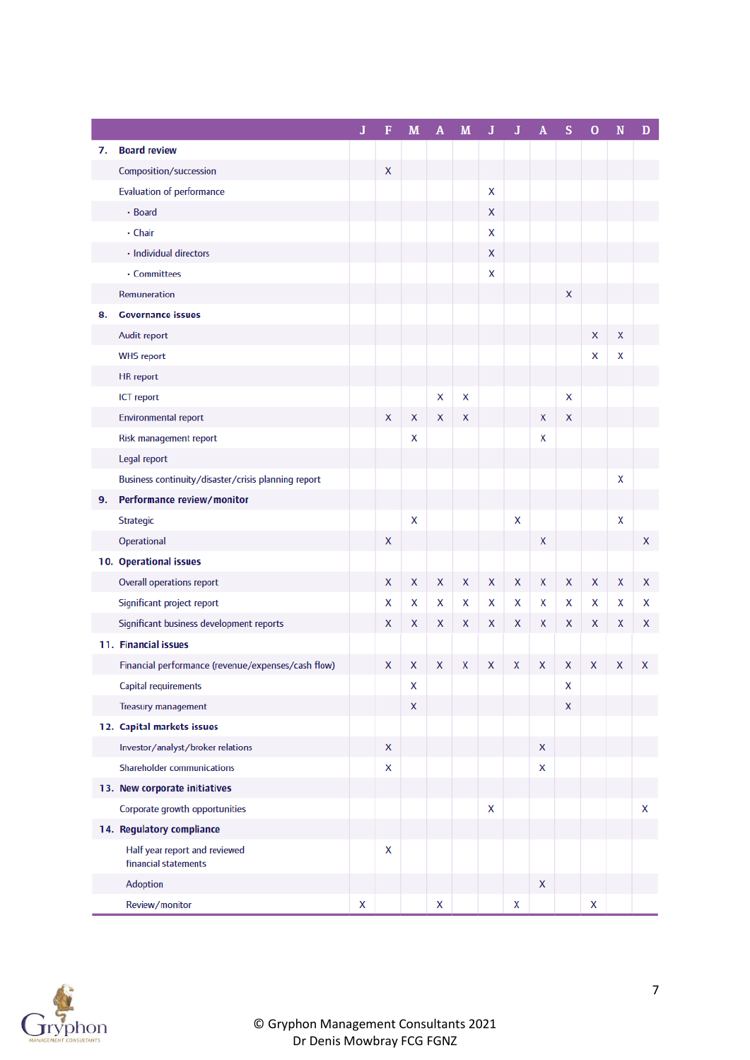| | J | F | M | A | M | J | J | A | S | O | N | D |
|---|---|---|---|---|---|---|---|---|---|---|---|---|
| **7. Board review** | | | | | | | | | | | | |
| Composition/succession | | X | | | | | | | | | | |
| Evaluation of performance | | | | | | X | | | | | | |
| · Board | | | | | | X | | | | | | |
| · Chair | | | | | | X | | | | | | |
| · Individual directors | | | | | | X | | | | | | |
| · Committees | | | | | | X | | | | | | |
| Remuneration | | | | | | | | | X | | | |
| **8. Governance issues** | | | | | | | | | | | | |
| Audit report | | | | | | | | | | X | X | |
| WHS report | | | | | | | | | | X | X | |
| HR report | | | | | | | | | | | | |
| ICT report | | | | X | X | | | | X | | | |
| Environmental report | | X | X | X | X | | | X | X | | | |
| Risk management report | | | X | | | | | X | | | | |
| Legal report | | | | | | | | | | | | |
| Business continuity/disaster/crisis planning report | | | | | | | | | | | X | |
| **9. Performance review/monitor** | | | | | | | | | | | | |
| Strategic | | | X | | | | X | | | | X | |
| Operational | | X | | | | | | X | | | | X |
| **10. Operational issues** | | | | | | | | | | | | |
| Overall operations report | | X | X | X | X | X | X | X | X | X | X | X |
| Significant project report | | X | X | X | X | X | X | X | X | X | X | X |
| Significant business development reports | | X | X | X | X | X | X | X | X | X | X | X |
| **11. Financial issues** | | | | | | | | | | | | |
| Financial performance (revenue/expenses/cash flow) | | X | X | X | X | X | X | X | X | X | X | X |
| Capital requirements | | | X | | | | | | X | | | |
| Treasury management | | | X | | | | | | X | | | |
| **12. Capital markets issues** | | | | | | | | | | | | |
| Investor/analyst/broker relations | | X | | | | | | X | | | | |
| Shareholder communications | | X | | | | | | X | | | | |
| **13. New corporate initiatives** | | | | | | | | | | | | |
| Corporate growth opportunities | | | | | | X | | | | | | X |
| **14. Regulatory compliance** | | | | | | | | | | | | |
| Half year report and reviewed financial statements | | X | | | | | | | | | | |
| Adoption | | | | | | | | X | | | | |
| Review/monitor | X | | | X | | | X | | | X | | |

© Gryphon Management Consultants 2021
Dr Denis Mowbray FCG FGNZ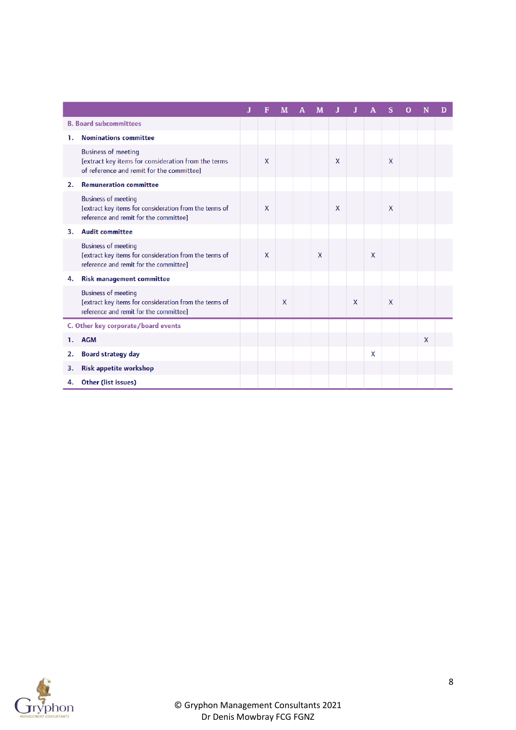| | J | F | M | A | M | J | J | A | S | O | N | D |
|---|---|---|---|---|---|---|---|---|---|---|---|---|
| **B. Board subcommittees** | | | | | | | | | | | | |
| **1. Nominations committee** | | | | | | | | | | | | |
| Business of meeting [extract key items for consideration from the terms of reference and remit for the committee] | | X | | | | X | | | X | | | |
| **2. Remuneration committee** | | | | | | | | | | | | |
| Business of meeting [extract key items for consideration from the terms of reference and remit for the committee] | | X | | | | X | | | X | | | |
| **3. Audit committee** | | | | | | | | | | | | |
| Business of meeting [extract key items for consideration from the terms of reference and remit for the committee] | | X | | | X | | | X | | | | |
| **4. Risk management committee** | | | | | | | | | | | | |
| Business of meeting [extract key items for consideration from the terms of reference and remit for the committee] | | | X | | | | X | | X | | | |
| **C. Other key corporate/board events** | | | | | | | | | | | | |
| **1. AGM** | | | | | | | | | | | X | |
| **2. Board strategy day** | | | | | | | | X | | | | |
| **3. Risk appetite workshop** | | | | | | | | | | | | |
| **4. Other (list issues)** | | | | | | | | | | | | |

© Gryphon Management Consultants 2021
Dr Denis Mowbray FCG FGNZ